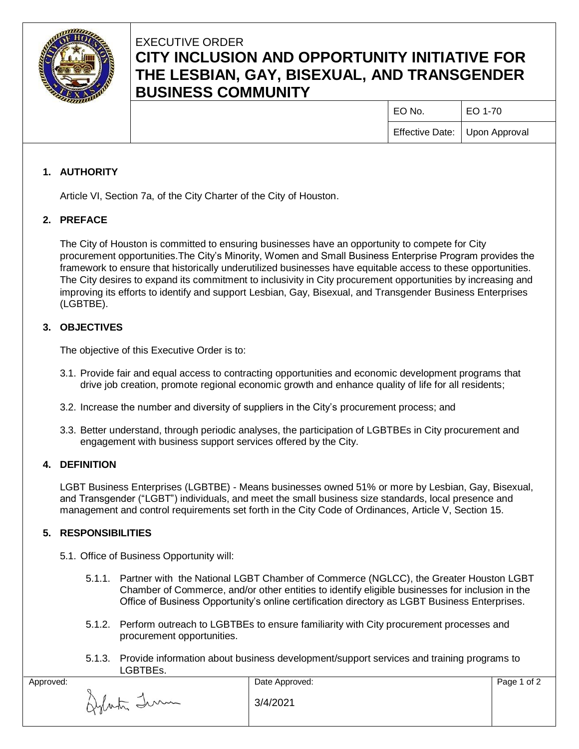EXECUTIVE ORDER

# CITY INCLUSION AND OPPORTUNITY INITIATIVE FOR THE LESBIAN, GAY, BISEXUAL, AND TRANSGENDER BUSINESS COMMUNITY

| EO No. | EO 1-70 |
| --- | --- |
| Effective Date: | Upon Approval |

## 1. AUTHORITY

Article VI, Section 7a, of the City Charter of the City of Houston.

## 2. PREFACE

The City of Houston is committed to ensuring businesses have an opportunity to compete for City procurement opportunities.The City's Minority, Women and Small Business Enterprise Program provides the framework to ensure that historically underutilized businesses have equitable access to these opportunities. The City desires to expand its commitment to inclusivity in City procurement opportunities by increasing and improving its efforts to identify and support Lesbian, Gay, Bisexual, and Transgender Business Enterprises (LGBTBE).

## 3. OBJECTIVES

The objective of this Executive Order is to:

3.1. Provide fair and equal access to contracting opportunities and economic development programs that drive job creation, promote regional economic growth and enhance quality of life for all residents;

3.2. Increase the number and diversity of suppliers in the City's procurement process; and

3.3. Better understand, through periodic analyses, the participation of LGBTBEs in City procurement and engagement with business support services offered by the City.

## 4. DEFINITION

LGBT Business Enterprises (LGBTBE) - Means businesses owned 51% or more by Lesbian, Gay, Bisexual, and Transgender ("LGBT") individuals, and meet the small business size standards, local presence and management and control requirements set forth in the City Code of Ordinances, Article V, Section 15.

## 5. RESPONSIBILITIES

5.1. Office of Business Opportunity will:

5.1.1. Partner with the National LGBT Chamber of Commerce (NGLCC), the Greater Houston LGBT Chamber of Commerce, and/or other entities to identify eligible businesses for inclusion in the Office of Business Opportunity's online certification directory as LGBT Business Enterprises.

5.1.2. Perform outreach to LGBTBEs to ensure familiarity with City procurement processes and procurement opportunities.

5.1.3. Provide information about business development/support services and training programs to LGBTBEs.

| Approved: | Date Approved: |
| --- | --- |
| Sylvester Turner | 3/4/2021 |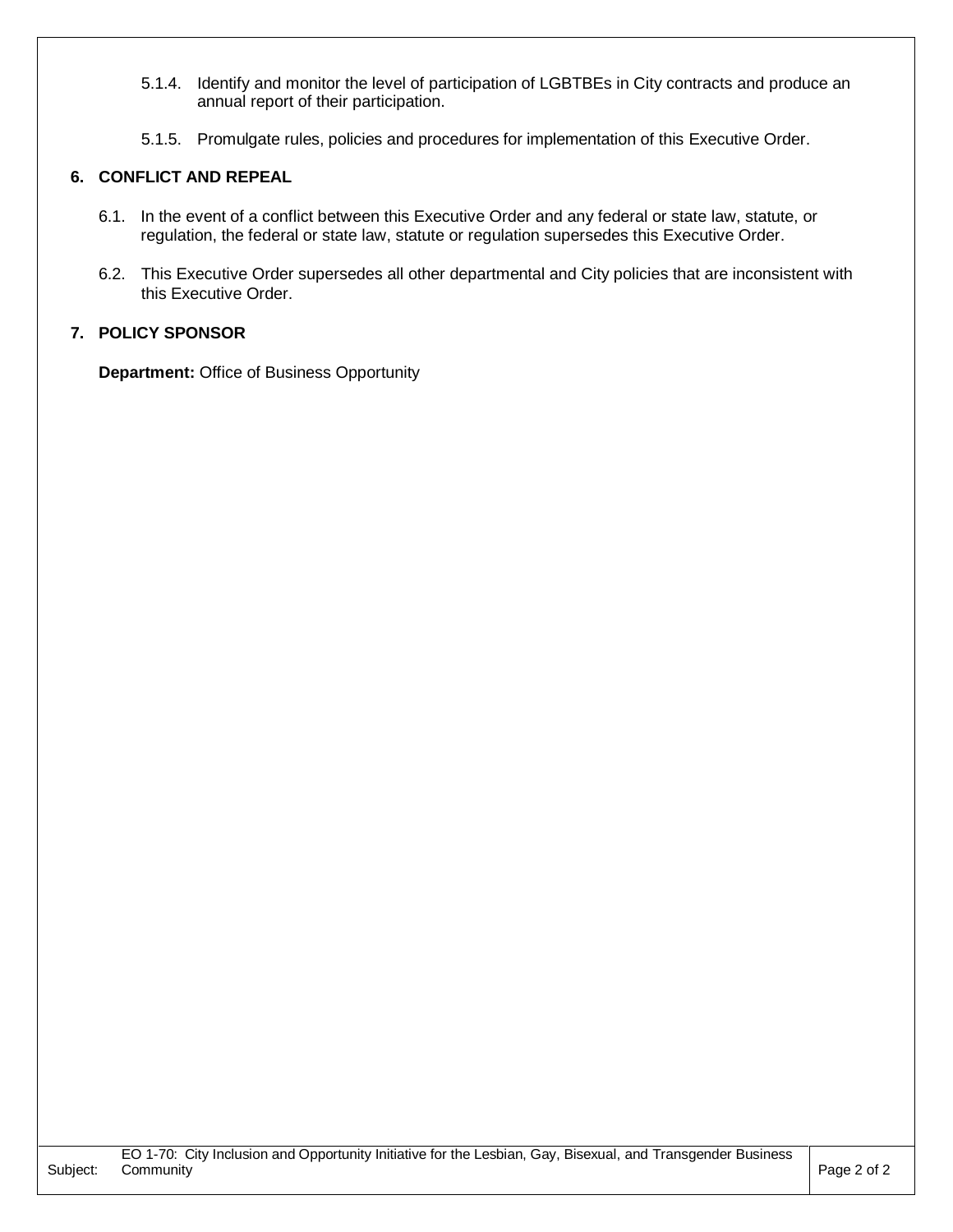5.1.4. Identify and monitor the level of participation of LGBTBEs in City contracts and produce an annual report of their participation.

5.1.5. Promulgate rules, policies and procedures for implementation of this Executive Order.

## 6. CONFLICT AND REPEAL

6.1. In the event of a conflict between this Executive Order and any federal or state law, statute, or regulation, the federal or state law, statute or regulation supersedes this Executive Order.

6.2. This Executive Order supersedes all other departmental and City policies that are inconsistent with this Executive Order.

## 7. POLICY SPONSOR

**Department:** Office of Business Opportunity